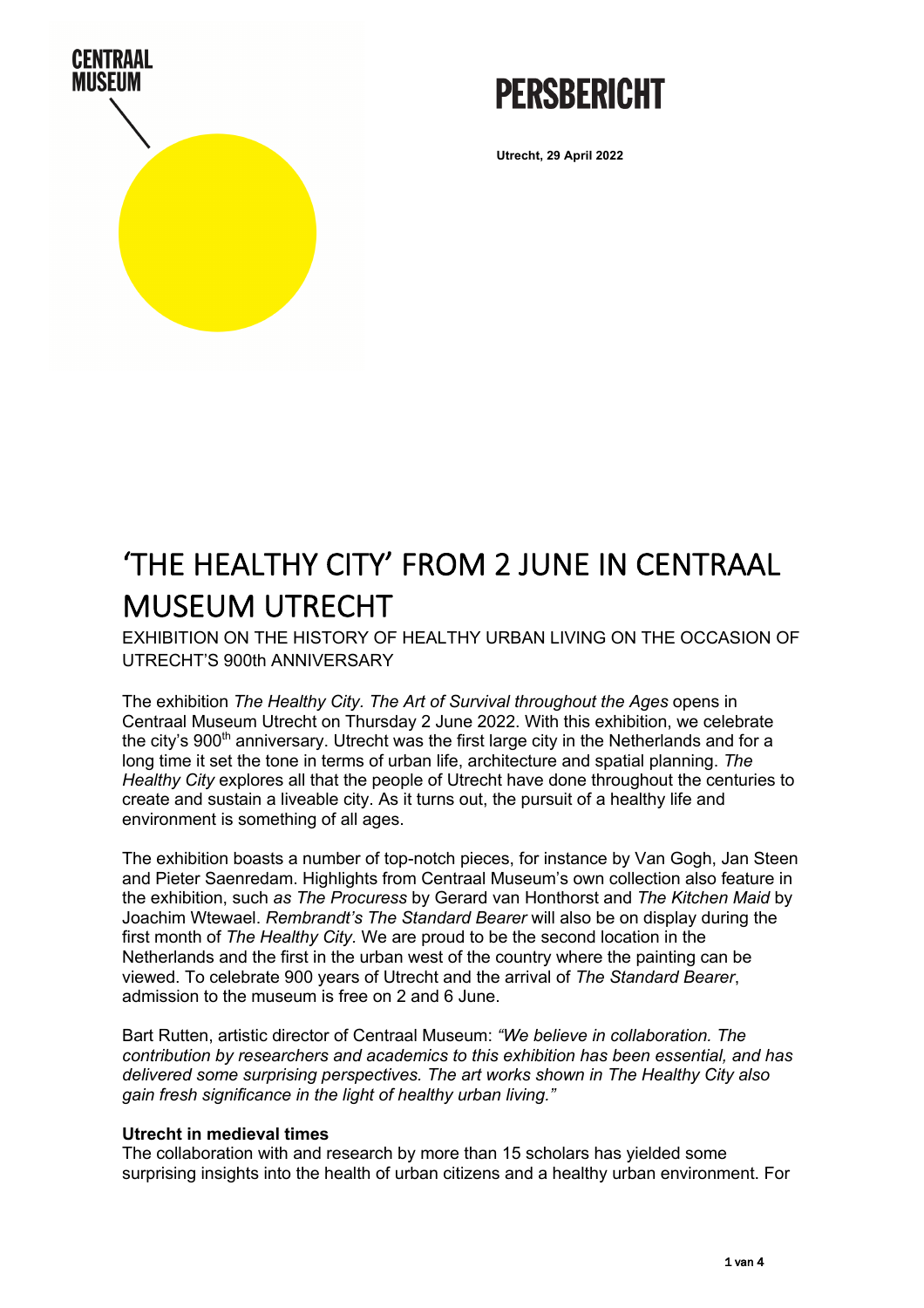CENTRAAL MUSEUM

# PERSBERICHT

**Utrecht, 29 April 2022**

# 'THE HEALTHY CITY' FROM 2 JUNE IN CENTRAAL MUSEUM UTRECHT

EXHIBITION ON THE HISTORY OF HEALTHY URBAN LIVING ON THE OCCASION OF UTRECHT'S 900th ANNIVERSARY

The exhibition *The Healthy City. The Art of Survival throughout the Ages* opens in Centraal Museum Utrecht on Thursday 2 June 2022. With this exhibition, we celebrate the city's 900th anniversary. Utrecht was the first large city in the Netherlands and for a long time it set the tone in terms of urban life, architecture and spatial planning. *The Healthy City* explores all that the people of Utrecht have done throughout the centuries to create and sustain a liveable city. As it turns out, the pursuit of a healthy life and environment is something of all ages.

The exhibition boasts a number of top-notch pieces, for instance by Van Gogh, Jan Steen and Pieter Saenredam. Highlights from Centraal Museum's own collection also feature in the exhibition, such *as The Procuress* by Gerard van Honthorst and *The Kitchen Maid* by Joachim Wtewael. *Rembrandt's The Standard Bearer* will also be on display during the first month of *The Healthy City*. We are proud to be the second location in the Netherlands and the first in the urban west of the country where the painting can be viewed. To celebrate 900 years of Utrecht and the arrival of *The Standard Bearer*, admission to the museum is free on 2 and 6 June.

Bart Rutten, artistic director of Centraal Museum: *"We believe in collaboration. The contribution by researchers and academics to this exhibition has been essential, and has delivered some surprising perspectives. The art works shown in The Healthy City also gain fresh significance in the light of healthy urban living."*

**Utrecht in medieval times**

The collaboration with and research by more than 15 scholars has yielded some surprising insights into the health of urban citizens and a healthy urban environment. For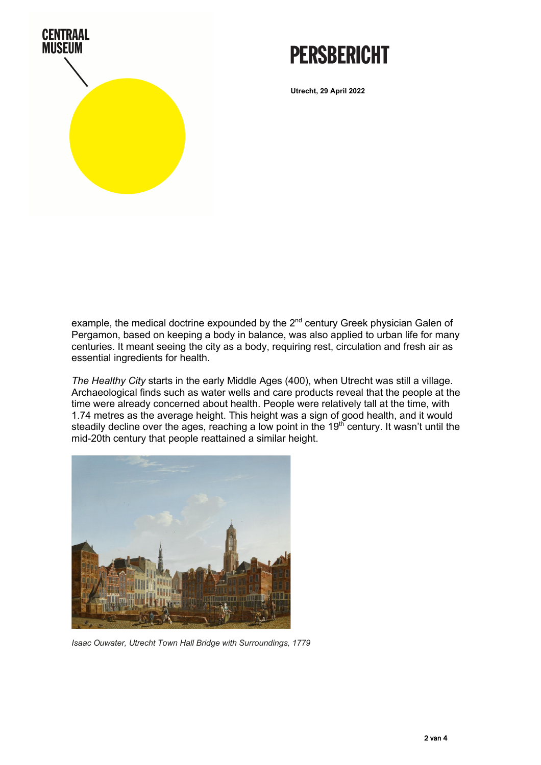example, the medical doctrine expounded by the 2nd century Greek physician Galen of Pergamon, based on keeping a body in balance, was also applied to urban life for many centuries. It meant seeing the city as a body, requiring rest, circulation and fresh air as essential ingredients for health.

*The Healthy City* starts in the early Middle Ages (400), when Utrecht was still a village. Archaeological finds such as water wells and care products reveal that the people at the time were already concerned about health. People were relatively tall at the time, with 1.74 metres as the average height. This height was a sign of good health, and it would steadily decline over the ages, reaching a low point in the 19th century. It wasn't until the mid-20th century that people reattained a similar height.

*Isaac Ouwater, Utrecht Town Hall Bridge with Surroundings, 1779*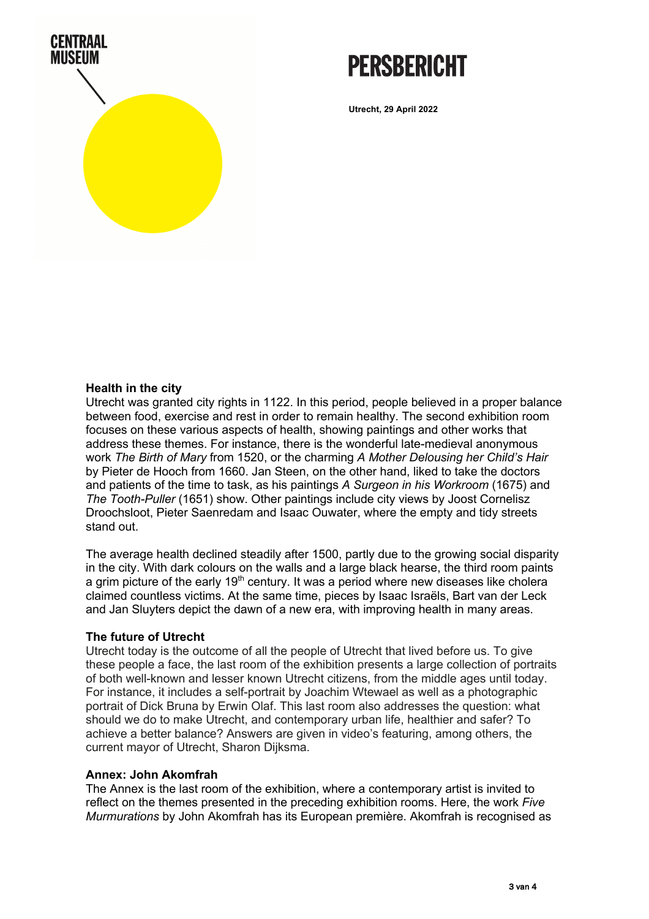# PERSBERICHT

**Utrecht, 29 April 2022**

**Health in the city**

Utrecht was granted city rights in 1122. In this period, people believed in a proper balance between food, exercise and rest in order to remain healthy. The second exhibition room focuses on these various aspects of health, showing paintings and other works that address these themes. For instance, there is the wonderful late-medieval anonymous work *The Birth of Mary* from 1520, or the charming *A Mother Delousing her Child's Hair* by Pieter de Hooch from 1660. Jan Steen, on the other hand, liked to take the doctors and patients of the time to task, as his paintings *A Surgeon in his Workroom* (1675) and *The Tooth-Puller* (1651) show. Other paintings include city views by Joost Cornelisz Droochsloot, Pieter Saenredam and Isaac Ouwater, where the empty and tidy streets stand out.

The average health declined steadily after 1500, partly due to the growing social disparity in the city. With dark colours on the walls and a large black hearse, the third room paints a grim picture of the early 19th century. It was a period where new diseases like cholera claimed countless victims. At the same time, pieces by Isaac Israëls, Bart van der Leck and Jan Sluyters depict the dawn of a new era, with improving health in many areas.

**The future of Utrecht**

Utrecht today is the outcome of all the people of Utrecht that lived before us. To give these people a face, the last room of the exhibition presents a large collection of portraits of both well-known and lesser known Utrecht citizens, from the middle ages until today. For instance, it includes a self-portrait by Joachim Wtewael as well as a photographic portrait of Dick Bruna by Erwin Olaf. This last room also addresses the question: what should we do to make Utrecht, and contemporary urban life, healthier and safer? To achieve a better balance? Answers are given in video's featuring, among others, the current mayor of Utrecht, Sharon Dijksma.

**Annex: John Akomfrah**

The Annex is the last room of the exhibition, where a contemporary artist is invited to reflect on the themes presented in the preceding exhibition rooms. Here, the work *Five Murmurations* by John Akomfrah has its European première. Akomfrah is recognised as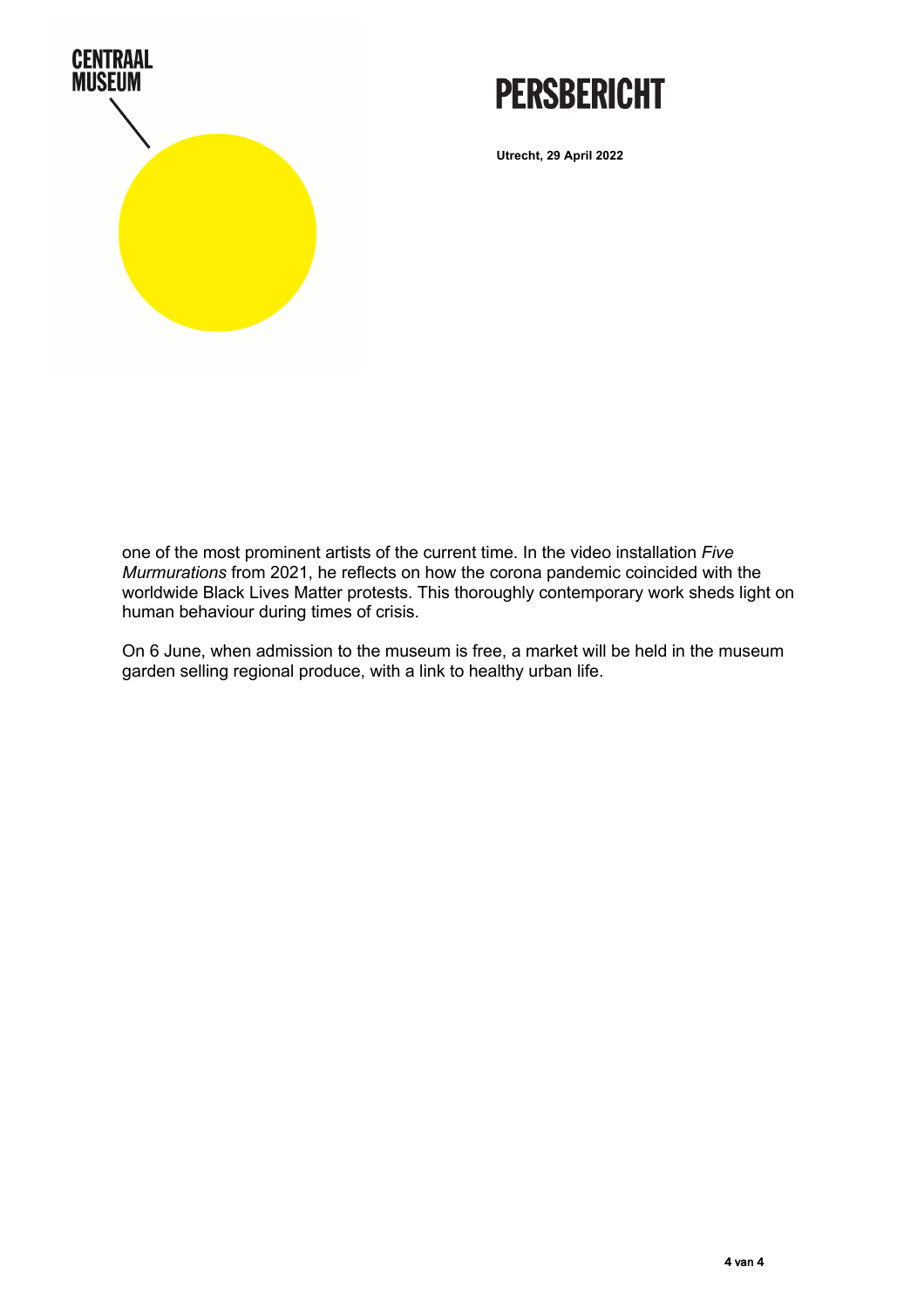one of the most prominent artists of the current time. In the video installation *Five Murmurations* from 2021, he reflects on how the corona pandemic coincided with the worldwide Black Lives Matter protests. This thoroughly contemporary work sheds light on human behaviour during times of crisis.

On 6 June, when admission to the museum is free, a market will be held in the museum garden selling regional produce, with a link to healthy urban life.